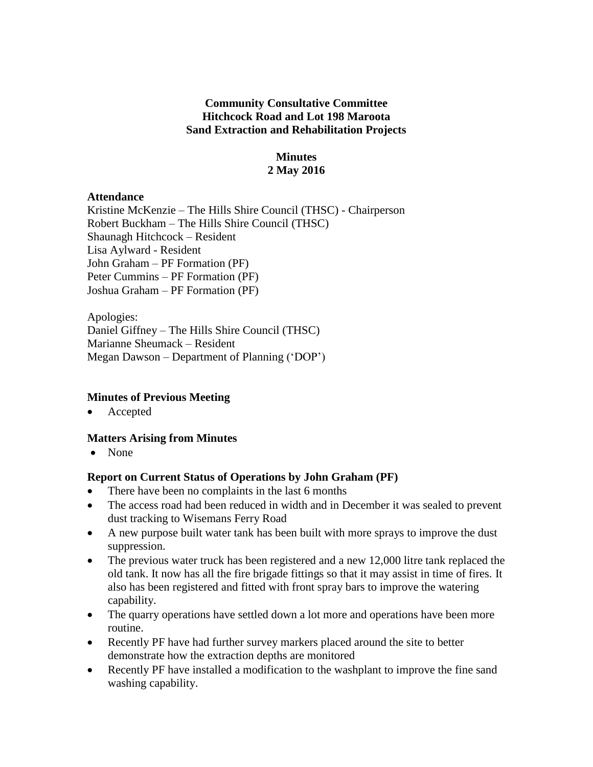**Community Consultative Committee**
**Hitchcock Road and Lot 198 Maroota**
**Sand Extraction and Rehabilitation Projects**

**Minutes**
**2 May 2016**

### Attendance

Kristine McKenzie – The Hills Shire Council (THSC) - Chairperson
Robert Buckham – The Hills Shire Council (THSC)
Shaunagh Hitchcock – Resident
Lisa Aylward - Resident
John Graham – PF Formation (PF)
Peter Cummins – PF Formation (PF)
Joshua Graham – PF Formation (PF)

Apologies:
Daniel Giffney – The Hills Shire Council (THSC)
Marianne Sheumack – Resident
Megan Dawson – Department of Planning ('DOP')

### Minutes of Previous Meeting

- Accepted

### Matters Arising from Minutes

- None

### Report on Current Status of Operations by John Graham (PF)

- There have been no complaints in the last 6 months
- The access road had been reduced in width and in December it was sealed to prevent dust tracking to Wisemans Ferry Road
- A new purpose built water tank has been built with more sprays to improve the dust suppression.
- The previous water truck has been registered and a new 12,000 litre tank replaced the old tank. It now has all the fire brigade fittings so that it may assist in time of fires. It also has been registered and fitted with front spray bars to improve the watering capability.
- The quarry operations have settled down a lot more and operations have been more routine.
- Recently PF have had further survey markers placed around the site to better demonstrate how the extraction depths are monitored
- Recently PF have installed a modification to the washplant to improve the fine sand washing capability.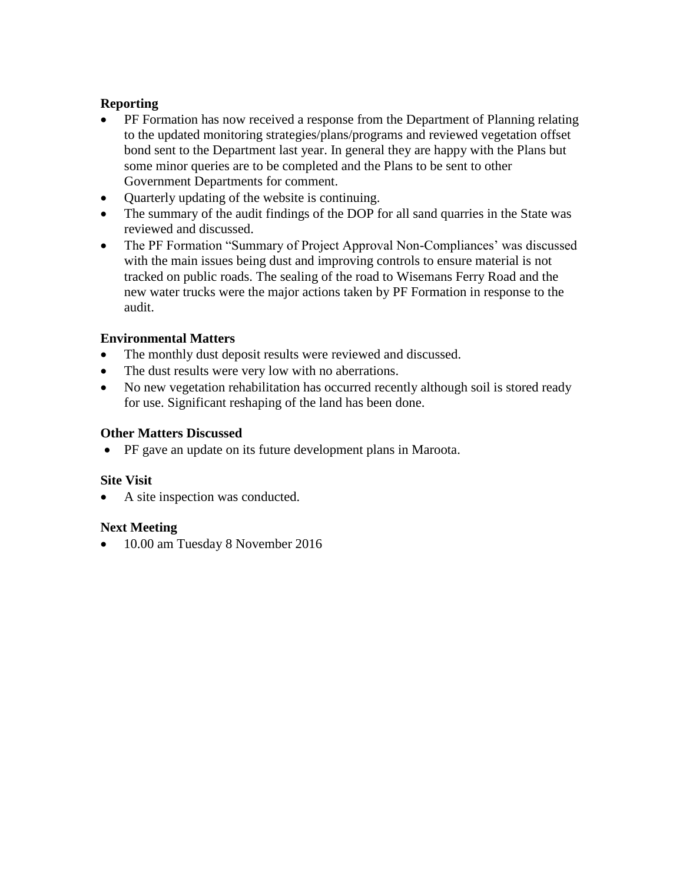**Reporting**

- PF Formation has now received a response from the Department of Planning relating to the updated monitoring strategies/plans/programs and reviewed vegetation offset bond sent to the Department last year. In general they are happy with the Plans but some minor queries are to be completed and the Plans to be sent to other Government Departments for comment.
- Quarterly updating of the website is continuing.
- The summary of the audit findings of the DOP for all sand quarries in the State was reviewed and discussed.
- The PF Formation "Summary of Project Approval Non-Compliances' was discussed with the main issues being dust and improving controls to ensure material is not tracked on public roads. The sealing of the road to Wisemans Ferry Road and the new water trucks were the major actions taken by PF Formation in response to the audit.

**Environmental Matters**

- The monthly dust deposit results were reviewed and discussed.
- The dust results were very low with no aberrations.
- No new vegetation rehabilitation has occurred recently although soil is stored ready for use. Significant reshaping of the land has been done.

**Other Matters Discussed**

- PF gave an update on its future development plans in Maroota.

**Site Visit**

- A site inspection was conducted.

**Next Meeting**

- 10.00 am Tuesday 8 November 2016